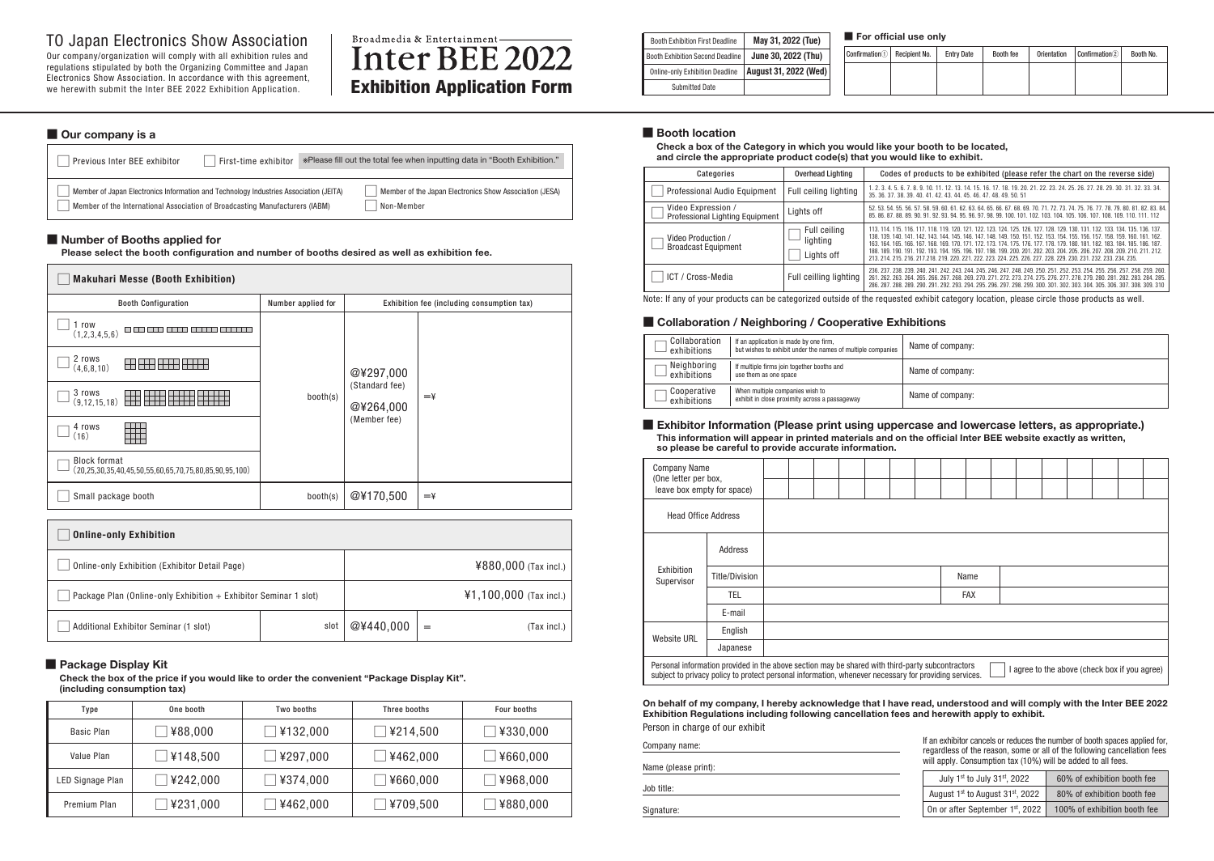# TO Japan Electronics Show Association

Our company/organization will comply with all exhibition rules and regulations stipulated by both the Organizing Committee and Japan Electronics Show Association. In accordance with this agreement, we herewith submit the Inter BEE 2022 Exhibition Application.

Broadmedia & Entertainment

# Inter BEE 2022

## Exhibition Application Form

| Booth Exhibition First Deadline | May 31, 2022 (Tue) |
|---|---|
| Booth Exhibition Second Deadline | June 30, 2022 (Thu) |
| Online-only Exhibition Deadline | August 31, 2022 (Wed) |
| Submitted Date | |

■ **For official use only**

| Confirmation① | Recipient No. | Entry Date | Booth fee | Orientation | Confirmation② | Booth No. |
|---|---|---|---|---|---|---|
| | | | | | | |

## ■ Our company is a

☐ Previous Inter BEE exhibitor ☐ First-time exhibitor ※Please fill out the total fee when inputting data in "Booth Exhibition."

☐ Member of Japan Electronics Information and Technology Industries Association (JEITA)
☐ Member of the Japan Electronics Show Association (JESA)
☐ Member of the International Association of Broadcasting Manufacturers (IABM)
☐ Non-Member

## ■ Number of Booths applied for

**Please select the booth configuration and number of booths desired as well as exhibition fee.**

☐ **Makuhari Messe (Booth Exhibition)**

| Booth Configuration | Number applied for | Exhibition fee (including consumption tax) | |
|---|---|---|---|
| ☐ 1 row (1,2,3,4,5,6) | booth(s) | @¥297,000 (Standard fee) @¥264,000 (Member fee) | =¥ |
| ☐ 2 rows (4,6,8,10) | | | |
| ☐ 3 rows (9,12,15,18) | | | |
| ☐ 4 rows (16) | | | |
| ☐ Block format (20,25,30,35,40,45,50,55,60,65,70,75,80,85,90,95,100) | | | |
| ☐ Small package booth | booth(s) | @¥170,500 | =¥ |

☐ **Online-only Exhibition**

| Item | | Fee | |
|---|---|---|---|
| ☐ Online-only Exhibition (Exhibitor Detail Page) | | ¥880,000 (Tax incl.) | |
| ☐ Package Plan (Online-only Exhibition + Exhibitor Seminar 1 slot) | | ¥1,100,000 (Tax incl.) | |
| ☐ Additional Exhibitor Seminar (1 slot) | slot | @¥440,000 | = (Tax incl.) |

## ■ Package Display Kit

**Check the box of the price if you would like to order the convenient "Package Display Kit". (including consumption tax)**

| Type | One booth | Two booths | Three booths | Four booths |
|---|---|---|---|---|
| Basic Plan | ☐ ¥88,000 | ☐ ¥132,000 | ☐ ¥214,500 | ☐ ¥330,000 |
| Value Plan | ☐ ¥148,500 | ☐ ¥297,000 | ☐ ¥462,000 | ☐ ¥660,000 |
| LED Signage Plan | ☐ ¥242,000 | ☐ ¥374,000 | ☐ ¥660,000 | ☐ ¥968,000 |
| Premium Plan | ☐ ¥231,000 | ☐ ¥462,000 | ☐ ¥709,500 | ☐ ¥880,000 |

## ■ Booth location

**Check a box of the Category in which you would like your booth to be located, and circle the appropriate product code(s) that you would like to exhibit.**

| Categories | Overhead Lighting | Codes of products to be exhibited (please refer the chart on the reverse side) |
|---|---|---|
| ☐ Professional Audio Equipment | Full ceiling lighting | 1. 2. 3. 4. 5. 6. 7. 8. 9. 10. 11. 12. 13. 14. 15. 16. 17. 18. 19. 20. 21. 22. 23. 24. 25. 26. 27. 28. 29. 30. 31. 32. 33. 34. 35. 36. 37. 38. 39. 40. 41. 42. 43. 44. 45. 46. 47. 48. 49. 50. 51 |
| ☐ Video Expression / Professional Lighting Equipment | Lights off | 52. 53. 54. 55. 56. 57. 58. 59. 60. 61. 62. 63. 64. 65. 66. 67. 68. 69. 70. 71. 72. 73. 74. 75. 76. 77. 78. 79. 80. 81. 82. 83. 84. 85. 86. 87. 88. 89. 90. 91. 92. 93. 94. 95. 96. 97. 98. 99. 100. 101. 102. 103. 104. 105. 106. 107. 108. 109. 110. 111. 112 |
| ☐ Video Production / Broadcast Equipment | ☐ Full ceiling lighting ☐ Lights off | 113. 114. 115. 116. 117. 118. 119. 120. 121. 122. 123. 124. 125. 126. 127. 128. 129. 130. 131. 132. 133. 134. 135. 136. 137. 138. 139. 140. 141. 142. 143. 144. 145. 146. 147. 148. 149. 150. 151. 152. 153. 154. 155. 156. 157. 158. 159. 160. 161. 162. 163. 164. 165. 166. 167. 168. 169. 170. 171. 172. 173. 174. 175. 176. 177. 178. 179. 180. 181. 182. 183. 184. 185. 186. 187. 188. 189. 190. 191. 192. 193. 194. 195. 196. 197. 198. 199. 200. 201. 202. 203. 204. 205. 206. 207. 208. 209. 210. 211. 212. 213. 214. 215. 216. 217.218. 219. 220. 221. 222. 223. 224. 225. 226. 227. 228. 229. 230. 231. 232. 233. 234. 235. |
| ☐ ICT / Cross-Media | Full ceilling lighting | 236. 237. 238. 239. 240. 241. 242. 243. 244. 245. 246. 247. 248. 249. 250. 251. 252. 253. 254. 255. 256. 257. 258. 259. 260. 261. 262. 263. 264. 265. 266. 267. 268. 269. 270. 271. 272. 273. 274. 275. 276. 277. 278. 279. 280. 281. 282. 283. 284. 285. 286. 287. 288. 289. 290. 291. 292. 293. 294. 295. 296. 297. 298. 299. 300. 301. 302. 303. 304. 305. 306. 307. 308. 309. 310 |

Note: If any of your products can be categorized outside of the requested exhibit category location, please circle those products as well.

## ■ Collaboration / Neighboring / Cooperative Exhibitions

| Type | Description | Name of company |
|---|---|---|
| ☐ Collaboration exhibitions | If an application is made by one firm, but wishes to exhibit under the names of multiple companies | Name of company: |
| ☐ Neighboring exhibitions | If multiple firms join together booths and use them as one space | Name of company: |
| ☐ Cooperative exhibitions | When multiple companies wish to exhibit in close proximity across a passageway | Name of company: |

## ■ Exhibitor Information (Please print using uppercase and lowercase letters, as appropriate.)

**This information will appear in printed materials and on the official Inter BEE website exactly as written, so please be careful to provide accurate information.**

| Field | | | | |
|---|---|---|---|---|
| Company Name (One letter per box, leave box empty for space) | | | | |
| Head Office Address | | | | |
| Exhibition Supervisor | Address | | | |
| | Title/Division | | Name | |
| | TEL | | FAX | |
| | E-mail | | | |
| Website URL | English | | | |
| | Japanese | | | |

Personal information provided in the above section may be shared with third-party subcontractors subject to privacy policy to protect personal information, whenever necessary for providing services. ☐ I agree to the above (check box if you agree)

**On behalf of my company, I hereby acknowledge that I have read, understood and will comply with the Inter BEE 2022 Exhibition Regulations including following cancellation fees and herewith apply to exhibit.**

Person in charge of our exhibit

Company name:

Name (please print):

Job title:

Signature:

If an exhibitor cancels or reduces the number of booth spaces applied for, regardless of the reason, some or all of the following cancellation fees will apply. Consumption tax (10%) will be added to all fees.

| Period | Fee |
|---|---|
| July 1st to July 31st, 2022 | 60% of exhibition booth fee |
| August 1st to August 31st, 2022 | 80% of exhibition booth fee |
| On or after September 1st, 2022 | 100% of exhibition booth fee |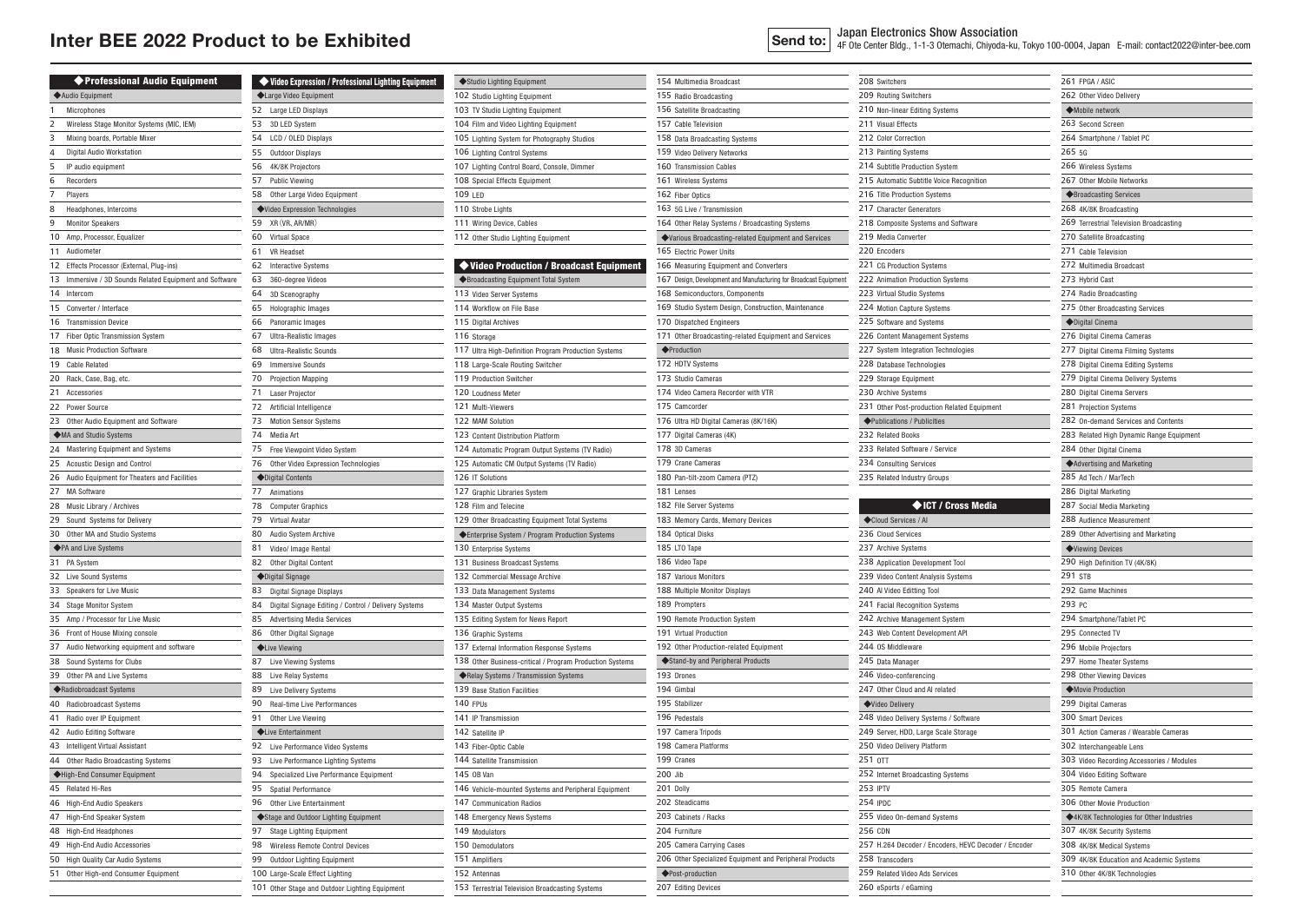# Inter BEE 2022 Product to be Exhibited

**Send to:** Japan Electronics Show Association
4F Ote Center Bldg., 1-1-3 Otemachi, Chiyoda-ku, Tokyo 100-0004, Japan E-mail: contact2022@inter-bee.com

## ◆Professional Audio Equipment

### ◆Audio Equipment

1 Microphones
2 Wireless Stage Monitor Systems (MIC, IEM)
3 Mixing boards, Portable Mixer
4 Digital Audio Workstation
5 IP audio equipment
6 Recorders
7 Players
8 Headphones, Intercoms
9 Monitor Speakers
10 Amp, Processor, Equalizer
11 Audiometer
12 Effects Processor (External, Plug-ins)
13 Immersive / 3D Sounds Related Equipment and Software
14 Intercom
15 Converter / Interface
16 Transmission Device
17 Fiber Optic Transmission System
18 Music Production Software
19 Cable Related
20 Rack, Case, Bag, etc.
21 Accessories
22 Power Source
23 Other Audio Equipment and Software

### ◆MA and Studio Systems

24 Mastering Equipment and Systems
25 Acoustic Design and Control
26 Audio Equipment for Theaters and Facilities
27 MA Software
28 Music Library / Archives
29 Sound Systems for Delivery
30 Other MA and Studio Systems

### ◆PA and Live Systems

31 PA System
32 Live Sound Systems
33 Speakers for Live Music
34 Stage Monitor System
35 Amp / Processor for Live Music
36 Front of House Mixing console
37 Audio Networking equipment and software
38 Sound Systems for Clubs
39 Other PA and Live Systems

### ◆Radiobroadcast Systems

40 Radiobroadcast Systems
41 Radio over IP Equipment
42 Audio Editing Software
43 Intelligent Virtual Assistant
44 Other Radio Broadcasting Systems

### ◆High-End Consumer Equipment

45 Related Hi-Res
46 High-End Audio Speakers
47 High-End Speaker System
48 High-End Headphones
49 High-End Audio Accessories
50 High Quality Car Audio Systems
51 Other High-end Consumer Equipment

## ◆Video Expression / Professional Lighting Equipment

### ◆Large Video Equipment

52 Large LED Displays
53 3D LED System
54 LCD / OLED Displays
55 Outdoor Displays
56 4K/8K Projectors
57 Public Viewing
58 Other Large Video Equipment

### ◆Video Expression Technologies

59 XR（VR, AR/MR）
60 Virtual Space
61 VR Headset
62 Interactive Systems
63 360-degree Videos
64 3D Scenography
65 Holographic Images
66 Panoramic Images
67 Ultra-Realistic Images
68 Ultra-Realistic Sounds
69 Immersive Sounds
70 Projection Mapping
71 Laser Projector
72 Artificial Intelligence
73 Motion Sensor Systems
74 Media Art
75 Free Viewpoint Video System
76 Other Video Expression Technologies

### ◆Digital Contents

77 Animations
78 Computer Graphics
79 Virtual Avatar
80 Audio System Archive
81 Video/ Image Rental
82 Other Digital Content

### ◆Digital Signage

83 Digital Signage Displays
84 Digital Signage Editing / Control / Delivery Systems
85 Advertising Media Services
86 Other Digital Signage

### ◆Live Viewing

87 Live Viewing Systems
88 Live Relay Systems
89 Live Delivery Systems
90 Real-time Live Performances
91 Other Live Viewing

### ◆Live Entertainment

92 Live Performance Video Systems
93 Live Performance Lighting Systems
94 Specialized Live Performance Equipment
95 Spatial Performance
96 Other Live Entertainment

### ◆Stage and Outdoor Lighting Equipment

97 Stage Lighting Equipment
98 Wireless Remote Control Devices
99 Outdoor Lighting Equipment
100 Large-Scale Effect Lighting
101 Other Stage and Outdoor Lighting Equipment

### ◆Studio Lighting Equipment

102 Studio Lighting Equipment
103 TV Studio Lighting Equipment
104 Film and Video Lighting Equipment
105 Lighting System for Photography Studios
106 Lighting Control Systems
107 Lighting Control Board, Console, Dimmer
108 Special Effects Equipment
109 LED
110 Strobe Lights
111 Wiring Device, Cables
112 Other Studio Lighting Equipment

## ◆Video Production / Broadcast Equipment

### ◆Broadcasting Equipment Total System

113 Video Server Systems
114 Workflow on File Base
115 Digital Archives
116 Storage
117 Ultra High-Definition Program Production Systems
118 Large-Scale Routing Switcher
119 Production Switcher
120 Loudness Meter
121 Multi-Viewers
122 MAM Solution
123 Content Distribution Platform
124 Automatic Program Output Systems (TV Radio)
125 Automatic CM Output Systems (TV Radio)
126 IT Solutions
127 Graphic Libraries System
128 Film and Telecine
129 Other Broadcasting Equipment Total Systems

### ◆Enterprise System / Program Production Systems

130 Enterprise Systems
131 Business Broadcast Systems
132 Commercial Message Archive
133 Data Management Systems
134 Master Output Systems
135 Editing System for News Report
136 Graphic Systems
137 External Information Response Systems
138 Other Business-critical / Program Production Systems

### ◆Relay Systems / Transmission Systems

139 Base Station Facilities
140 FPUs
141 IP Transmission
142 Satellite IP
143 Fiber-Optic Cable
144 Satellite Transmission
145 OB Van
146 Vehicle-mounted Systems and Peripheral Equipment
147 Communication Radios
148 Emergency News Systems
149 Modulators
150 Demodulators
151 Amplifiers
152 Antennas
153 Terrestrial Television Broadcasting Systems
154 Multimedia Broadcast
155 Radio Broadcasting
156 Satellite Broadcasting
157 Cable Television
158 Data Broadcasting Systems
159 Video Delivery Networks
160 Transmission Cables
161 Wireless Systems
162 Fiber Optics
163 5G Live / Transmission
164 Other Relay Systems / Broadcasting Systems

### ◆Various Broadcasting-related Equipment and Services

165 Electric Power Units
166 Measuring Equipment and Converters
167 Design, Development and Manufacturing for Broadcast Equipment
168 Semiconductors, Components
169 Studio System Design, Construction, Maintenance
170 Dispatched Engineers
171 Other Broadcasting-related Equipment and Services

### ◆Production

172 HDTV Systems
173 Studio Cameras
174 Video Camera Recorder with VTR
175 Camcorder
176 Ultra HD Digital Cameras (8K/16K)
177 Digital Cameras (4K)
178 3D Cameras
179 Crane Cameras
180 Pan-tilt-zoom Camera (PTZ)
181 Lenses
182 File Server Systems
183 Memory Cards, Memory Devices
184 Optical Disks
185 LTO Tape
186 Video Tape
187 Various Monitors
188 Multiple Monitor Displays
189 Prompters
190 Remote Production System
191 Virtual Production
192 Other Production-related Equipment

### ◆Stand-by and Peripheral Products

193 Drones
194 Gimbal
195 Stabilizer
196 Pedestals
197 Camera Tripods
198 Camera Platforms
199 Cranes
200 Jib
201 Dolly
202 Steadicams
203 Cabinets / Racks
204 Furniture
205 Camera Carrying Cases
206 Other Specialized Equipment and Peripheral Products

### ◆Post-production

207 Editing Devices
208 Switchers
209 Routing Switchers
210 Non-linear Editing Systems
211 Visual Effects
212 Color Correction
213 Painting Systems
214 Subtitle Production System
215 Automatic Subtitle Voice Recognition
216 Title Production Systems
217 Character Generators
218 Composite Systems and Software
219 Media Converter
220 Encoders
221 CG Production Systems
222 Animation Production Systems
223 Virtual Studio Systems
224 Motion Capture Systems
225 Software and Systems
226 Content Management Systems
227 System Integration Technologies
228 Database Technologies
229 Storage Equipment
230 Archive Systems
231 Other Post-production Related Equipment

### ◆Publications / Publicities

232 Related Books
233 Related Software / Service
234 Consulting Services
235 Related Industry Groups

## ◆ICT / Cross Media

### ◆Cloud Services / AI

236 Cloud Services
237 Archive Systems
238 Application Development Tool
239 Video Content Analysis Systems
240 AI Video Editting Tool
241 Facial Recognition Systems
242 Archive Management System
243 Web Content Development API
244 OS Middleware
245 Data Manager
246 Video-conferencing
247 Other Cloud and AI related

### ◆Video Delivery

248 Video Delivery Systems / Software
249 Server, HDD, Large Scale Storage
250 Video Delivery Platform
251 OTT
252 Internet Broadcasting Systems
253 IPTV
254 IPDC
255 Video On-demand Systems
256 CDN
257 H.264 Decoder / Encoders, HEVC Decoder / Encoder
258 Transcoders
259 Related Video Ads Services
260 eSports / eGaming
261 FPGA / ASIC
262 Other Video Delivery

### ◆Mobile network

263 Second Screen
264 Smartphone / Tablet PC
265 5G
266 Wireless Systems
267 Other Mobile Networks

### ◆Broadcasting Services

268 4K/8K Broadcasting
269 Terrestrial Television Broadcasting
270 Satellite Broadcasting
271 Cable Television
272 Multimedia Broadcast
273 Hybrid Cast
274 Radio Broadcasting
275 Other Broadcasting Services

### ◆Digital Cinema

276 Digital Cinema Cameras
277 Digital Cinema Filming Systems
278 Digital Cinema Editing Systems
279 Digital Cinema Delivery Systems
280 Digital Cinema Servers
281 Projection Systems
282 On-demand Services and Contents
283 Related High Dynamic Range Equipment
284 Other Digital Cinema

### ◆Advertising and Marketing

285 Ad Tech / MarTech
286 Digital Marketing
287 Social Media Marketing
288 Audience Measurement
289 Other Advertising and Marketing

### ◆Viewing Devices

290 High Definition TV (4K/8K)
291 STB
292 Game Machines
293 PC
294 Smartphone/Tablet PC
295 Connected TV
296 Mobile Projectors
297 Home Theater Systems
298 Other Viewing Devices

### ◆Movie Production

299 Digital Cameras
300 Smart Devices
301 Action Cameras / Wearable Cameras
302 Interchangeable Lens
303 Video Recording Accessories / Modules
304 Video Editing Software
305 Remote Camera
306 Other Movie Production

### ◆4K/8K Technologies for Other Industries

307 4K/8K Security Systems
308 4K/8K Medical Systems
309 4K/8K Education and Academic Systems
310 Other 4K/8K Technologies